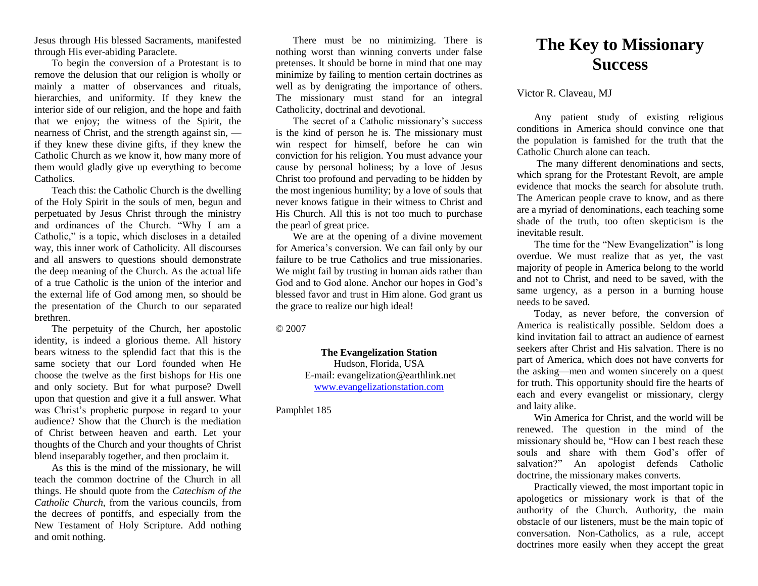# The Key to Missionary Success

Victor R. Claveau, MJ

Any patient study of existing religious conditions in America should convince one that the population is famished for the truth that the Catholic Church alone can teach.

The many different denominations and sects, which sprang for the Protestant Revolt, are ample evidence that mocks the search for absolute truth. The American people crave to know, and as there are a myriad of denominations, each teaching some shade of the truth, too often skepticism is the inevitable result.

The time for the "New Evangelization" is long overdue. We must realize that as yet, the vast majority of people in America belong to the world and not to Christ, and need to be saved, with the same urgency, as a person in a burning house needs to be saved.

Today, as never before, the conversion of America is realistically possible. Seldom does a kind invitation fail to attract an audience of earnest seekers after Christ and His salvation. There is no part of America, which does not have converts for the asking—men and women sincerely on a quest for truth. This opportunity should fire the hearts of each and every evangelist or missionary, clergy and laity alike.

Win America for Christ, and the world will be renewed. The question in the mind of the missionary should be, "How can I best reach these souls and share with them God's offer of salvation?" An apologist defends Catholic doctrine, the missionary makes converts.

Practically viewed, the most important topic in apologetics or missionary work is that of the authority of the Church. Authority, the main obstacle of our listeners, must be the main topic of conversation. Non-Catholics, as a rule, accept doctrines more easily when they accept the great

Jesus through His blessed Sacraments, manifested through His ever-abiding Paraclete.

To begin the conversion of a Protestant is to remove the delusion that our religion is wholly or mainly a matter of observances and rituals, hierarchies, and uniformity. If they knew the interior side of our religion, and the hope and faith that we enjoy; the witness of the Spirit, the nearness of Christ, and the strength against sin, — if they knew these divine gifts, if they knew the Catholic Church as we know it, how many more of them would gladly give up everything to become Catholics.

Teach this: the Catholic Church is the dwelling of the Holy Spirit in the souls of men, begun and perpetuated by Jesus Christ through the ministry and ordinances of the Church. "Why I am a Catholic," is a topic, which discloses in a detailed way, this inner work of Catholicity. All discourses and all answers to questions should demonstrate the deep meaning of the Church. As the actual life of a true Catholic is the union of the interior and the external life of God among men, so should be the presentation of the Church to our separated brethren.

The perpetuity of the Church, her apostolic identity, is indeed a glorious theme. All history bears witness to the splendid fact that this is the same society that our Lord founded when He choose the twelve as the first bishops for His one and only society. But for what purpose? Dwell upon that question and give it a full answer. What was Christ's prophetic purpose in regard to your audience? Show that the Church is the mediation of Christ between heaven and earth. Let your thoughts of the Church and your thoughts of Christ blend inseparably together, and then proclaim it.

As this is the mind of the missionary, he will teach the common doctrine of the Church in all things. He should quote from the *Catechism of the Catholic Church*, from the various councils, from the decrees of pontiffs, and especially from the New Testament of Holy Scripture. Add nothing and omit nothing.

There must be no minimizing. There is nothing worst than winning converts under false pretenses. It should be borne in mind that one may minimize by failing to mention certain doctrines as well as by denigrating the importance of others. The missionary must stand for an integral Catholicity, doctrinal and devotional.

The secret of a Catholic missionary's success is the kind of person he is. The missionary must win respect for himself, before he can win conviction for his religion. You must advance your cause by personal holiness; by a love of Jesus Christ too profound and pervading to be hidden by the most ingenious humility; by a love of souls that never knows fatigue in their witness to Christ and His Church. All this is not too much to purchase the pearl of great price.

We are at the opening of a divine movement for America's conversion. We can fail only by our failure to be true Catholics and true missionaries. We might fail by trusting in human aids rather than God and to God alone. Anchor our hopes in God's blessed favor and trust in Him alone. God grant us the grace to realize our high ideal!

© 2007

**The Evangelization Station**
Hudson, Florida, USA
E-mail: evangelization@earthlink.net
www.evangelizationstation.com

Pamphlet 185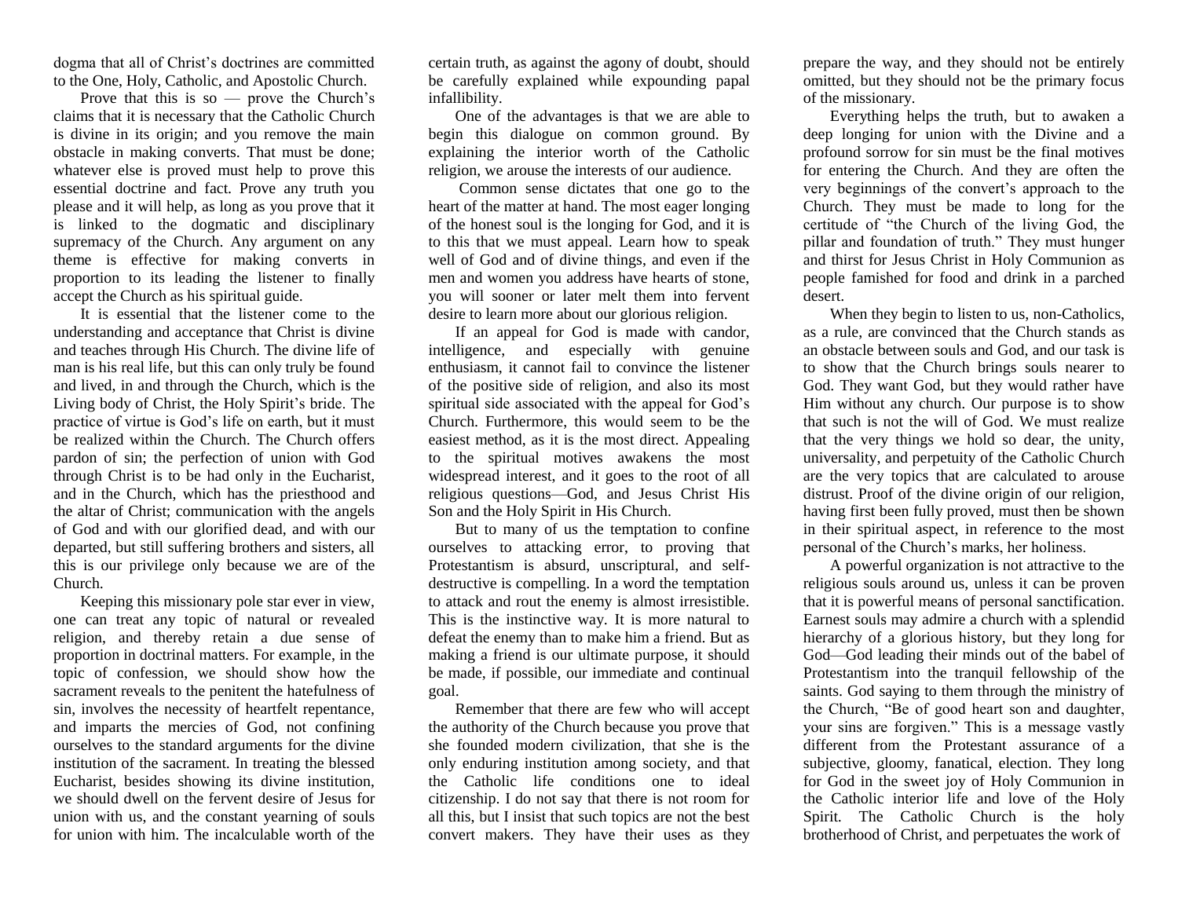dogma that all of Christ's doctrines are committed to the One, Holy, Catholic, and Apostolic Church.

Prove that this is so — prove the Church's claims that it is necessary that the Catholic Church is divine in its origin; and you remove the main obstacle in making converts. That must be done; whatever else is proved must help to prove this essential doctrine and fact. Prove any truth you please and it will help, as long as you prove that it is linked to the dogmatic and disciplinary supremacy of the Church. Any argument on any theme is effective for making converts in proportion to its leading the listener to finally accept the Church as his spiritual guide.

It is essential that the listener come to the understanding and acceptance that Christ is divine and teaches through His Church. The divine life of man is his real life, but this can only truly be found and lived, in and through the Church, which is the Living body of Christ, the Holy Spirit's bride. The practice of virtue is God's life on earth, but it must be realized within the Church. The Church offers pardon of sin; the perfection of union with God through Christ is to be had only in the Eucharist, and in the Church, which has the priesthood and the altar of Christ; communication with the angels of God and with our glorified dead, and with our departed, but still suffering brothers and sisters, all this is our privilege only because we are of the Church.

Keeping this missionary pole star ever in view, one can treat any topic of natural or revealed religion, and thereby retain a due sense of proportion in doctrinal matters. For example, in the topic of confession, we should show how the sacrament reveals to the penitent the hatefulness of sin, involves the necessity of heartfelt repentance, and imparts the mercies of God, not confining ourselves to the standard arguments for the divine institution of the sacrament. In treating the blessed Eucharist, besides showing its divine institution, we should dwell on the fervent desire of Jesus for union with us, and the constant yearning of souls for union with him. The incalculable worth of the certain truth, as against the agony of doubt, should be carefully explained while expounding papal infallibility.

One of the advantages is that we are able to begin this dialogue on common ground. By explaining the interior worth of the Catholic religion, we arouse the interests of our audience.

Common sense dictates that one go to the heart of the matter at hand. The most eager longing of the honest soul is the longing for God, and it is to this that we must appeal. Learn how to speak well of God and of divine things, and even if the men and women you address have hearts of stone, you will sooner or later melt them into fervent desire to learn more about our glorious religion.

If an appeal for God is made with candor, intelligence, and especially with genuine enthusiasm, it cannot fail to convince the listener of the positive side of religion, and also its most spiritual side associated with the appeal for God's Church. Furthermore, this would seem to be the easiest method, as it is the most direct. Appealing to the spiritual motives awakens the most widespread interest, and it goes to the root of all religious questions—God, and Jesus Christ His Son and the Holy Spirit in His Church.

But to many of us the temptation to confine ourselves to attacking error, to proving that Protestantism is absurd, unscriptural, and self-destructive is compelling. In a word the temptation to attack and rout the enemy is almost irresistible. This is the instinctive way. It is more natural to defeat the enemy than to make him a friend. But as making a friend is our ultimate purpose, it should be made, if possible, our immediate and continual goal.

Remember that there are few who will accept the authority of the Church because you prove that she founded modern civilization, that she is the only enduring institution among society, and that the Catholic life conditions one to ideal citizenship. I do not say that there is not room for all this, but I insist that such topics are not the best convert makers. They have their uses as they prepare the way, and they should not be entirely omitted, but they should not be the primary focus of the missionary.

Everything helps the truth, but to awaken a deep longing for union with the Divine and a profound sorrow for sin must be the final motives for entering the Church. And they are often the very beginnings of the convert's approach to the Church. They must be made to long for the certitude of "the Church of the living God, the pillar and foundation of truth." They must hunger and thirst for Jesus Christ in Holy Communion as people famished for food and drink in a parched desert.

When they begin to listen to us, non-Catholics, as a rule, are convinced that the Church stands as an obstacle between souls and God, and our task is to show that the Church brings souls nearer to God. They want God, but they would rather have Him without any church. Our purpose is to show that such is not the will of God. We must realize that the very things we hold so dear, the unity, universality, and perpetuity of the Catholic Church are the very topics that are calculated to arouse distrust. Proof of the divine origin of our religion, having first been fully proved, must then be shown in their spiritual aspect, in reference to the most personal of the Church's marks, her holiness.

A powerful organization is not attractive to the religious souls around us, unless it can be proven that it is powerful means of personal sanctification. Earnest souls may admire a church with a splendid hierarchy of a glorious history, but they long for God—God leading their minds out of the babel of Protestantism into the tranquil fellowship of the saints. God saying to them through the ministry of the Church, "Be of good heart son and daughter, your sins are forgiven." This is a message vastly different from the Protestant assurance of a subjective, gloomy, fanatical, election. They long for God in the sweet joy of Holy Communion in the Catholic interior life and love of the Holy Spirit. The Catholic Church is the holy brotherhood of Christ, and perpetuates the work of